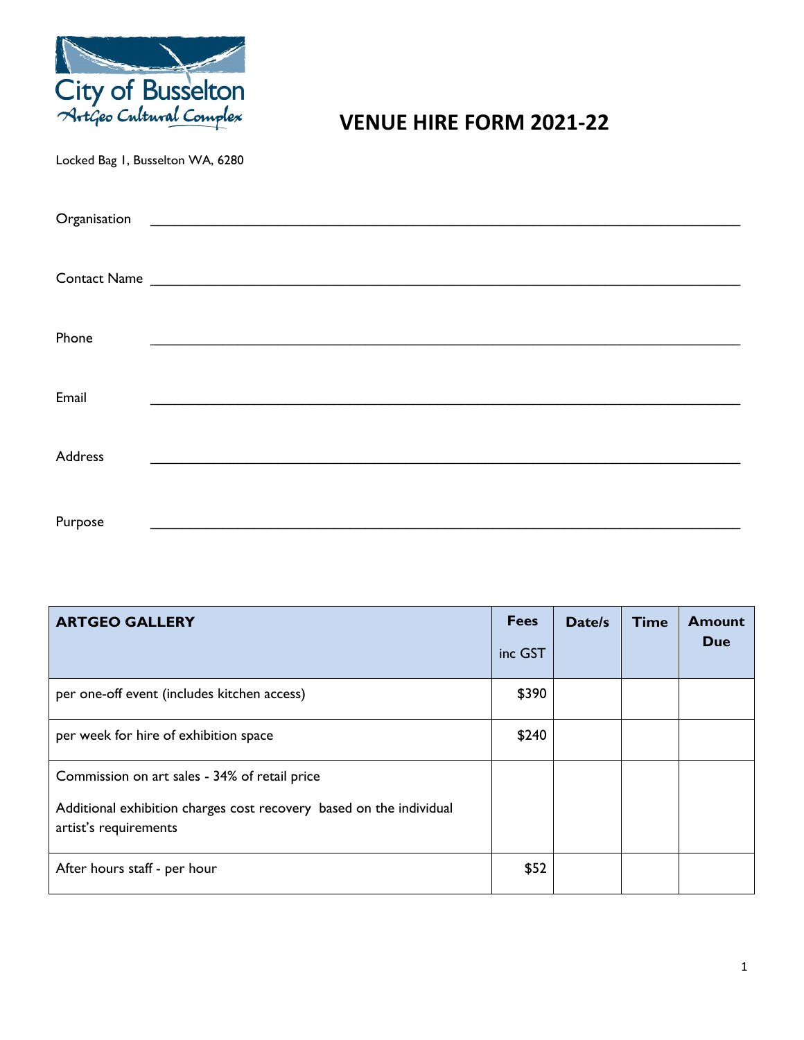City of Busselton
ArtGeo Cultural Complex

# VENUE HIRE FORM 2021-22

Locked Bag 1, Busselton WA, 6280

Organisation ______________________________________________

Contact Name ______________________________________________

Phone ______________________________________________

Email ______________________________________________

Address ______________________________________________

Purpose ______________________________________________

| **ARTGEO GALLERY** | **Fees** inc GST | **Date/s** | **Time** | **Amount Due** |
|---|---|---|---|---|
| per one-off event (includes kitchen access) | $390 | | | |
| per week for hire of exhibition space | $240 | | | |
| Commission on art sales - 34% of retail price<br>Additional exhibition charges cost recovery based on the individual artist's requirements | | | | |
| After hours staff - per hour | $52 | | | |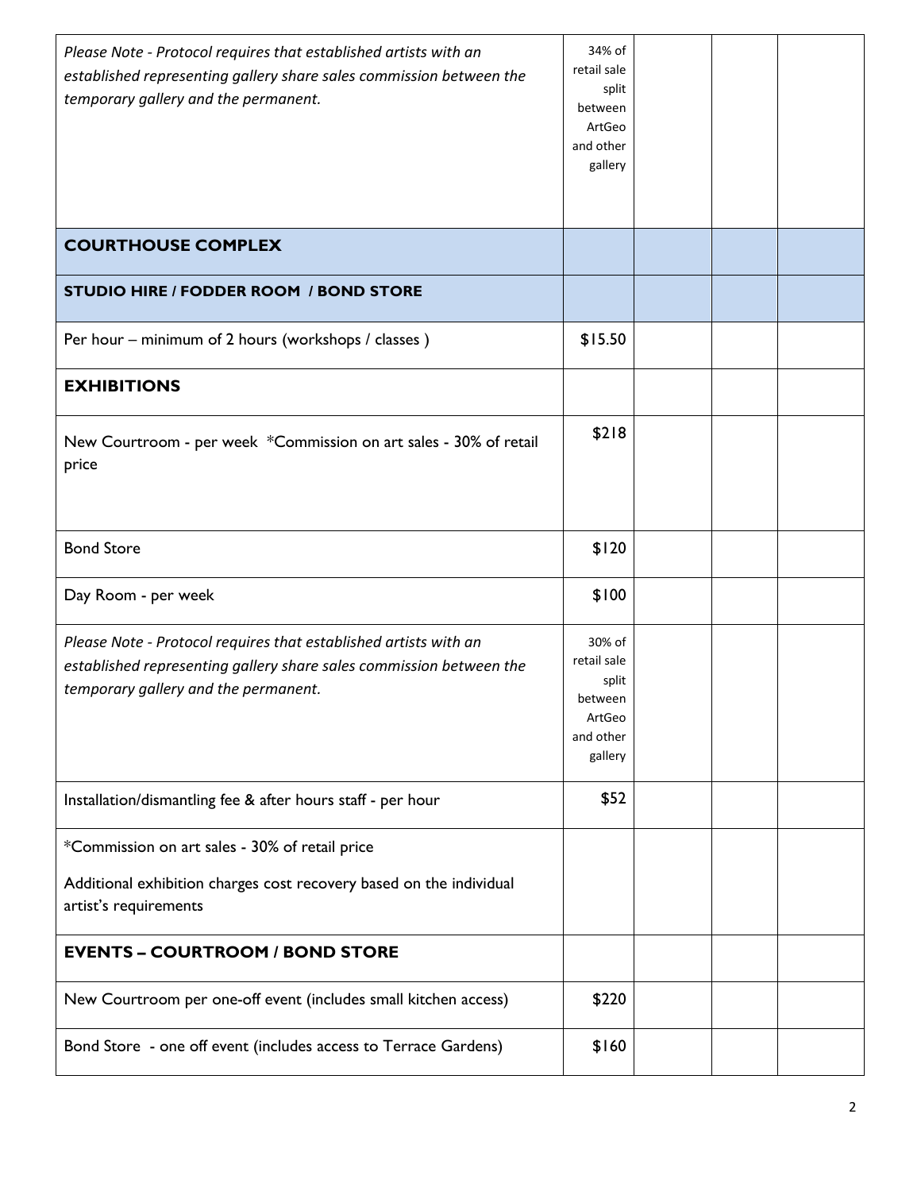| | | | | |
|---|---|---|---|---|
| *Please Note - Protocol requires that established artists with an established representing gallery share sales commission between the temporary gallery and the permanent.* | 34% of retail sale split between ArtGeo and other gallery | | | |
| **COURTHOUSE COMPLEX** | | | | |
| **STUDIO HIRE / FODDER ROOM / BOND STORE** | | | | |
| Per hour – minimum of 2 hours (workshops / classes ) | $15.50 | | | |
| **EXHIBITIONS** | | | | |
| New Courtroom - per week *Commission on art sales - 30% of retail price | $218 | | | |
| Bond Store | $120 | | | |
| Day Room - per week | $100 | | | |
| *Please Note - Protocol requires that established artists with an established representing gallery share sales commission between the temporary gallery and the permanent.* | 30% of retail sale split between ArtGeo and other gallery | | | |
| Installation/dismantling fee & after hours staff - per hour | $52 | | | |
| *Commission on art sales - 30% of retail price<br><br>Additional exhibition charges cost recovery based on the individual artist's requirements | | | | |
| **EVENTS – COURTROOM / BOND STORE** | | | | |
| New Courtroom per one-off event (includes small kitchen access) | $220 | | | |
| Bond Store - one off event (includes access to Terrace Gardens) | $160 | | | |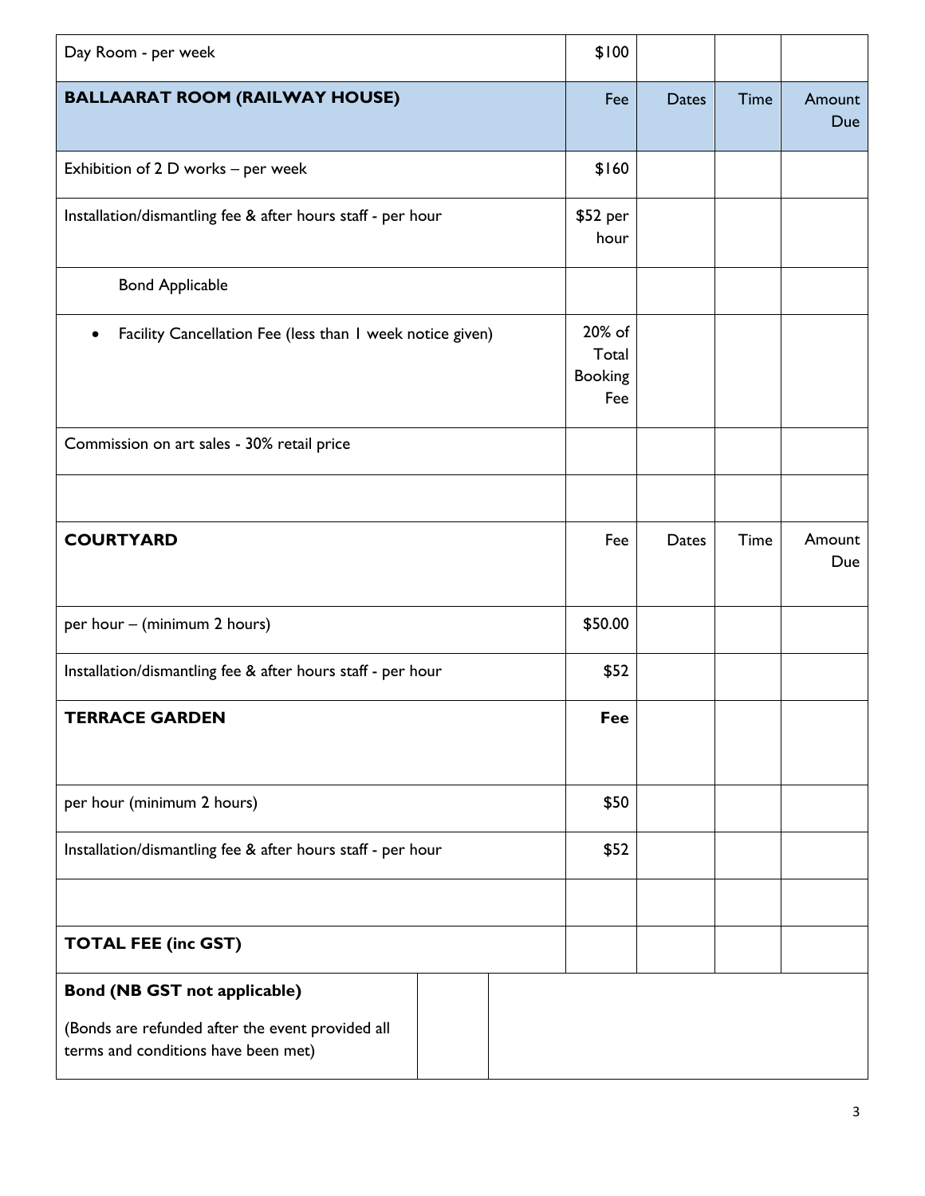| Day Room - per week | $100 | | | |
|---|---|---|---|---|
| **BALLAARAT ROOM (RAILWAY HOUSE)** | Fee | Dates | Time | Amount Due |
| Exhibition of 2 D works – per week | $160 | | | |
| Installation/dismantling fee & after hours staff - per hour | $52 per hour | | | |
| Bond Applicable | | | | |
| • Facility Cancellation Fee (less than 1 week notice given) | 20% of Total Booking Fee | | | |
| Commission on art sales - 30% retail price | | | | |
| | | | | |
| **COURTYARD** | Fee | Dates | Time | Amount Due |
| per hour – (minimum 2 hours) | $50.00 | | | |
| Installation/dismantling fee & after hours staff - per hour | $52 | | | |
| **TERRACE GARDEN** | **Fee** | | | |
| per hour (minimum 2 hours) | $50 | | | |
| Installation/dismantling fee & after hours staff - per hour | $52 | | | |
| | | | | |
| **TOTAL FEE (inc GST)** | | | | |

| **Bond (NB GST not applicable)** (Bonds are refunded after the event provided all terms and conditions have been met) | | |
|---|---|---|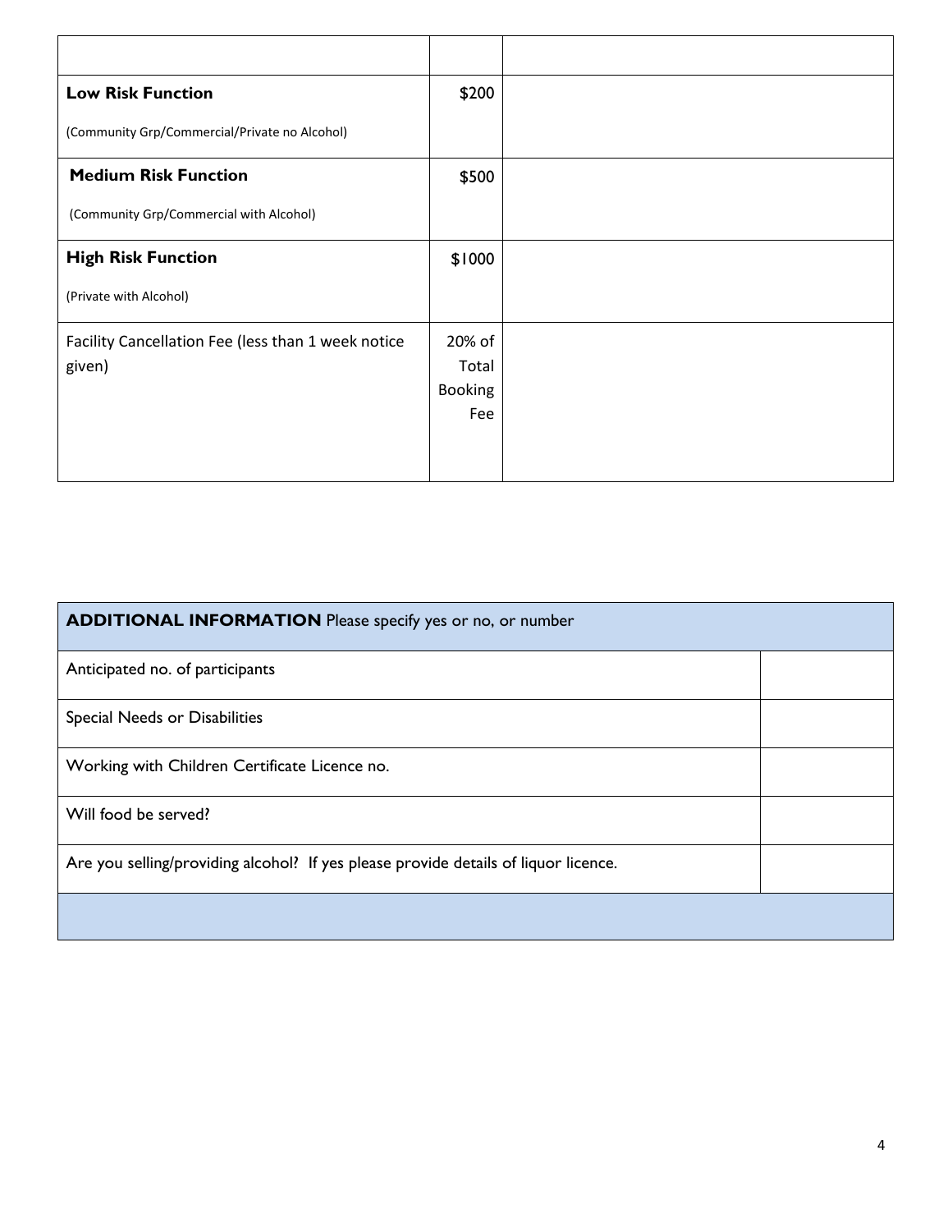| | | |
|---|---|---|
| **Low Risk Function**<br><br>(Community Grp/Commercial/Private no Alcohol) | $200 | |
| **Medium Risk Function**<br><br>(Community Grp/Commercial with Alcohol) | $500 | |
| **High Risk Function**<br><br>(Private with Alcohol) | $1000 | |
| Facility Cancellation Fee (less than 1 week notice given) | 20% of Total Booking Fee | |

| **ADDITIONAL INFORMATION** Please specify yes or no, or number | |
|---|---|
| Anticipated no. of participants | |
| Special Needs or Disabilities | |
| Working with Children Certificate Licence no. | |
| Will food be served? | |
| Are you selling/providing alcohol? If yes please provide details of liquor licence. | |
| | |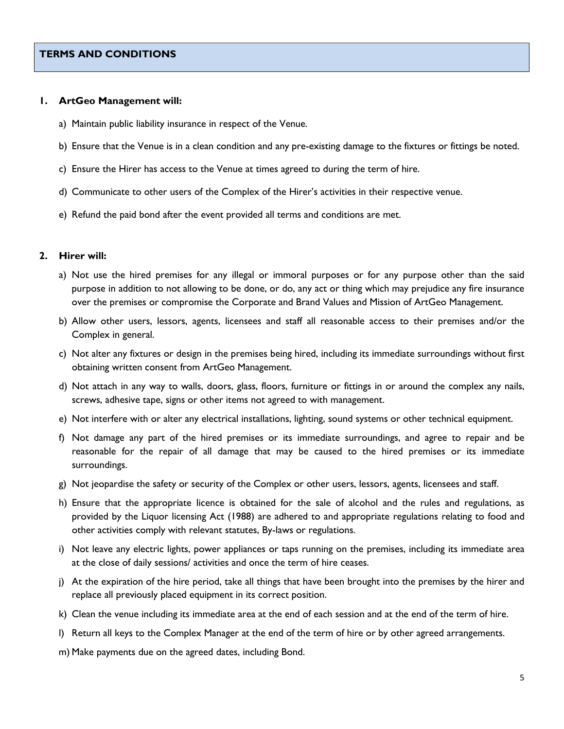## TERMS AND CONDITIONS

1. **ArtGeo Management will:**

   a) Maintain public liability insurance in respect of the Venue.

   b) Ensure that the Venue is in a clean condition and any pre-existing damage to the fixtures or fittings be noted.

   c) Ensure the Hirer has access to the Venue at times agreed to during the term of hire.

   d) Communicate to other users of the Complex of the Hirer's activities in their respective venue.

   e) Refund the paid bond after the event provided all terms and conditions are met.

2. **Hirer will:**

   a) Not use the hired premises for any illegal or immoral purposes or for any purpose other than the said purpose in addition to not allowing to be done, or do, any act or thing which may prejudice any fire insurance over the premises or compromise the Corporate and Brand Values and Mission of ArtGeo Management.

   b) Allow other users, lessors, agents, licensees and staff all reasonable access to their premises and/or the Complex in general.

   c) Not alter any fixtures or design in the premises being hired, including its immediate surroundings without first obtaining written consent from ArtGeo Management.

   d) Not attach in any way to walls, doors, glass, floors, furniture or fittings in or around the complex any nails, screws, adhesive tape, signs or other items not agreed to with management.

   e) Not interfere with or alter any electrical installations, lighting, sound systems or other technical equipment.

   f) Not damage any part of the hired premises or its immediate surroundings, and agree to repair and be reasonable for the repair of all damage that may be caused to the hired premises or its immediate surroundings.

   g) Not jeopardise the safety or security of the Complex or other users, lessors, agents, licensees and staff.

   h) Ensure that the appropriate licence is obtained for the sale of alcohol and the rules and regulations, as provided by the Liquor licensing Act (1988) are adhered to and appropriate regulations relating to food and other activities comply with relevant statutes, By-laws or regulations.

   i) Not leave any electric lights, power appliances or taps running on the premises, including its immediate area at the close of daily sessions/ activities and once the term of hire ceases.

   j) At the expiration of the hire period, take all things that have been brought into the premises by the hirer and replace all previously placed equipment in its correct position.

   k) Clean the venue including its immediate area at the end of each session and at the end of the term of hire.

   l) Return all keys to the Complex Manager at the end of the term of hire or by other agreed arrangements.

   m) Make payments due on the agreed dates, including Bond.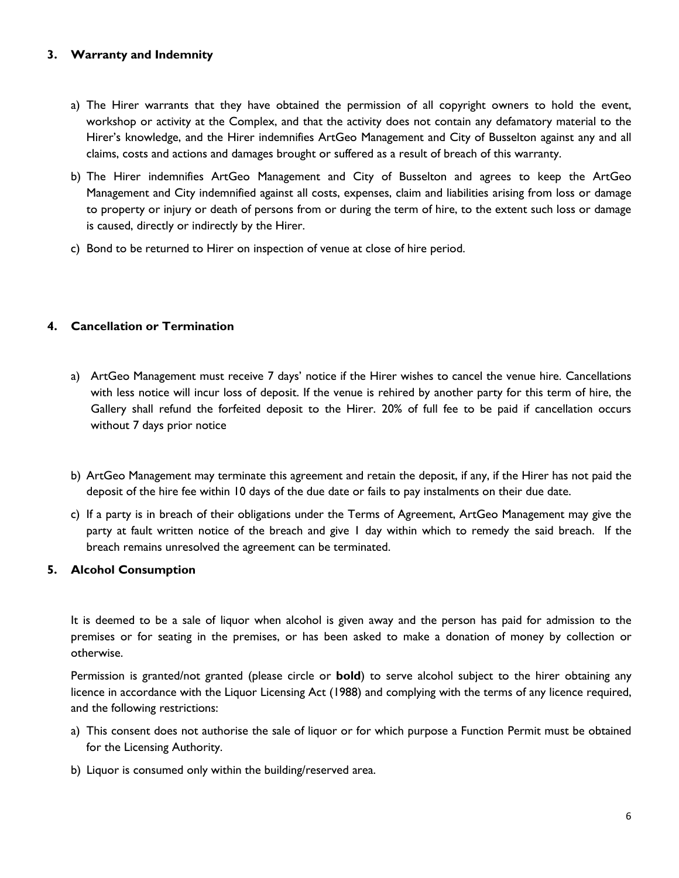## 3. Warranty and Indemnity

a) The Hirer warrants that they have obtained the permission of all copyright owners to hold the event, workshop or activity at the Complex, and that the activity does not contain any defamatory material to the Hirer's knowledge, and the Hirer indemnifies ArtGeo Management and City of Busselton against any and all claims, costs and actions and damages brought or suffered as a result of breach of this warranty.

b) The Hirer indemnifies ArtGeo Management and City of Busselton and agrees to keep the ArtGeo Management and City indemnified against all costs, expenses, claim and liabilities arising from loss or damage to property or injury or death of persons from or during the term of hire, to the extent such loss or damage is caused, directly or indirectly by the Hirer.

c) Bond to be returned to Hirer on inspection of venue at close of hire period.

## 4. Cancellation or Termination

a) ArtGeo Management must receive 7 days' notice if the Hirer wishes to cancel the venue hire. Cancellations with less notice will incur loss of deposit. If the venue is rehired by another party for this term of hire, the Gallery shall refund the forfeited deposit to the Hirer. 20% of full fee to be paid if cancellation occurs without 7 days prior notice

b) ArtGeo Management may terminate this agreement and retain the deposit, if any, if the Hirer has not paid the deposit of the hire fee within 10 days of the due date or fails to pay instalments on their due date.

c) If a party is in breach of their obligations under the Terms of Agreement, ArtGeo Management may give the party at fault written notice of the breach and give 1 day within which to remedy the said breach. If the breach remains unresolved the agreement can be terminated.

## 5. Alcohol Consumption

It is deemed to be a sale of liquor when alcohol is given away and the person has paid for admission to the premises or for seating in the premises, or has been asked to make a donation of money by collection or otherwise.

Permission is granted/not granted (please circle or **bold**) to serve alcohol subject to the hirer obtaining any licence in accordance with the Liquor Licensing Act (1988) and complying with the terms of any licence required, and the following restrictions:

a) This consent does not authorise the sale of liquor or for which purpose a Function Permit must be obtained for the Licensing Authority.

b) Liquor is consumed only within the building/reserved area.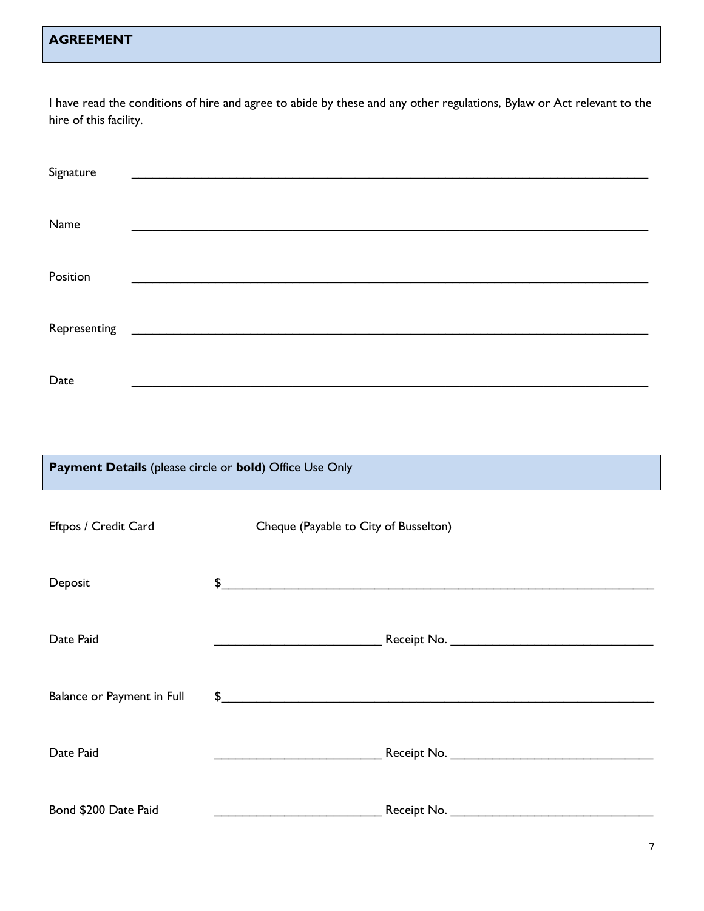## AGREEMENT

I have read the conditions of hire and agree to abide by these and any other regulations, Bylaw or Act relevant to the hire of this facility.

Signature ______________________________________________________________________

Name ______________________________________________________________________

Position ______________________________________________________________________

Representing ______________________________________________________________________

Date ______________________________________________________________________

## **Payment Details** (please circle or **bold**) Office Use Only

Eftpos / Credit Card Cheque (Payable to City of Busselton)

Deposit $______________________________________________________________

Date Paid ________________________ Receipt No. ____________________________

Balance or Payment in Full $______________________________________________________________

Date Paid ________________________ Receipt No. ____________________________

Bond $200 Date Paid ________________________ Receipt No. ____________________________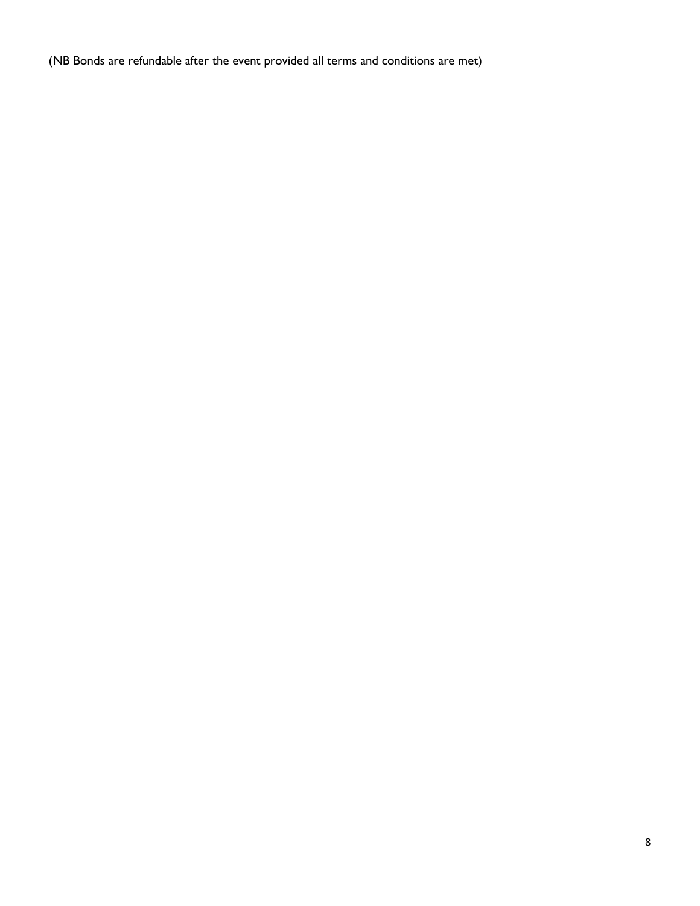(NB Bonds are refundable after the event provided all terms and conditions are met)